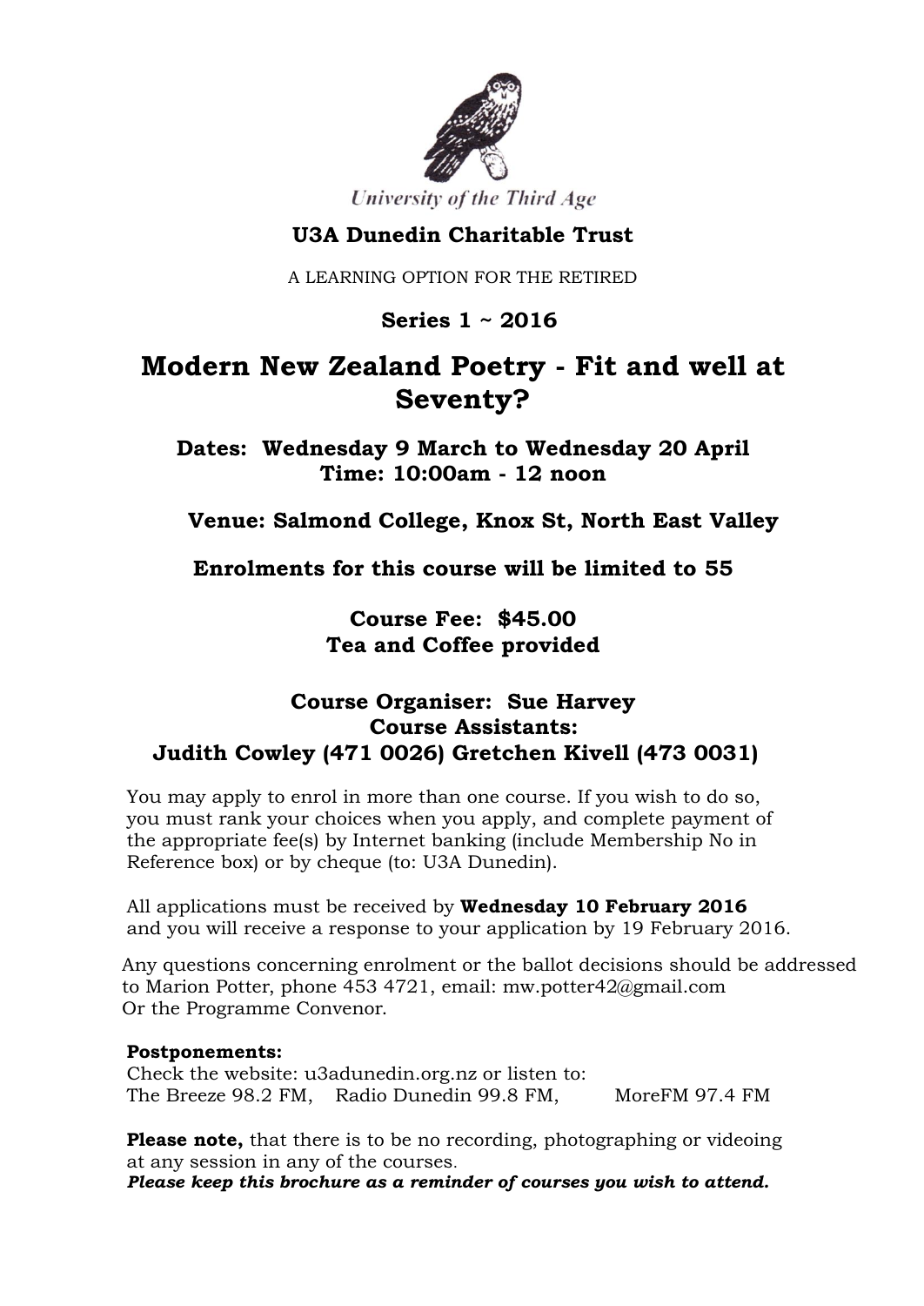University of the Third Age

**U3A Dunedin Charitable Trust**

A LEARNING OPTION FOR THE RETIRED

**Series 1 ~ 2016**

# Modern New Zealand Poetry - Fit and well at Seventy?

**Dates: Wednesday 9 March to Wednesday 20 April**
**Time: 10:00am - 12 noon**

**Venue: Salmond College, Knox St, North East Valley**

**Enrolments for this course will be limited to 55**

**Course Fee: $45.00**
**Tea and Coffee provided**

**Course Organiser: Sue Harvey**
**Course Assistants:**
**Judith Cowley (471 0026) Gretchen Kivell (473 0031)**

You may apply to enrol in more than one course. If you wish to do so, you must rank your choices when you apply, and complete payment of the appropriate fee(s) by Internet banking (include Membership No in Reference box) or by cheque (to: U3A Dunedin).

All applications must be received by **Wednesday 10 February 2016** and you will receive a response to your application by 19 February 2016.

Any questions concerning enrolment or the ballot decisions should be addressed to Marion Potter, phone 453 4721, email: mw.potter42@gmail.com
Or the Programme Convenor.

**Postponements:**
Check the website: u3adunedin.org.nz or listen to:
The Breeze 98.2 FM, Radio Dunedin 99.8 FM, MoreFM 97.4 FM

**Please note,** that there is to be no recording, photographing or videoing at any session in any of the courses.
***Please keep this brochure as a reminder of courses you wish to attend.***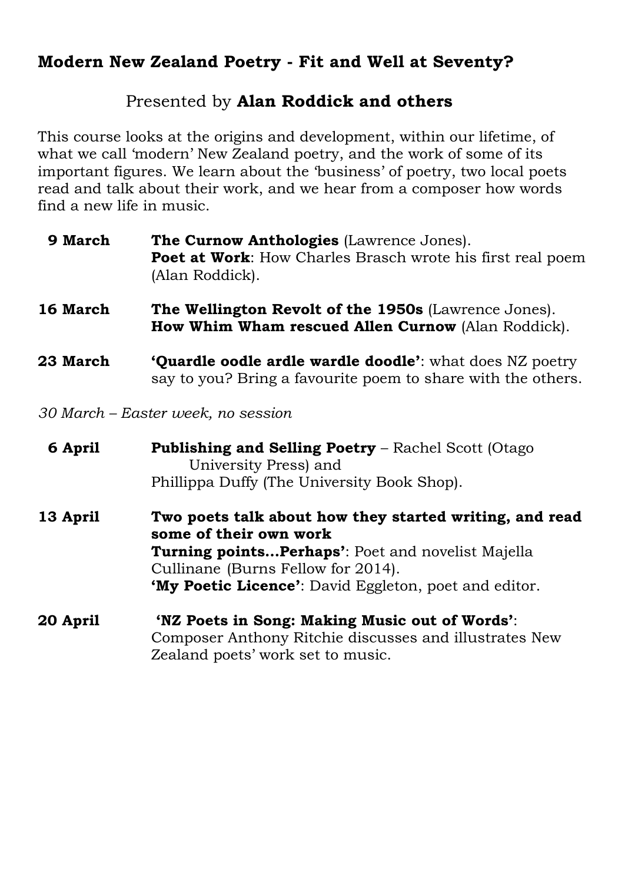## Modern New Zealand Poetry - Fit and Well at Seventy?

Presented by **Alan Roddick and others**

This course looks at the origins and development, within our lifetime, of what we call 'modern' New Zealand poetry, and the work of some of its important figures. We learn about the 'business' of poetry, two local poets read and talk about their work, and we hear from a composer how words find a new life in music.

**9 March** — **The Curnow Anthologies** (Lawrence Jones).
**Poet at Work**: How Charles Brasch wrote his first real poem (Alan Roddick).

**16 March** — **The Wellington Revolt of the 1950s** (Lawrence Jones).
**How Whim Wham rescued Allen Curnow** (Alan Roddick).

**23 March** — **'Quardle oodle ardle wardle doodle'**: what does NZ poetry say to you? Bring a favourite poem to share with the others.

*30 March – Easter week, no session*

**6 April** — **Publishing and Selling Poetry** – Rachel Scott (Otago University Press) and
Phillippa Duffy (The University Book Shop).

**13 April** — **Two poets talk about how they started writing, and read some of their own work**
**Turning points…Perhaps'**: Poet and novelist Majella Cullinane (Burns Fellow for 2014).
**'My Poetic Licence'**: David Eggleton, poet and editor.

**20 April** — **'NZ Poets in Song: Making Music out of Words'**: Composer Anthony Ritchie discusses and illustrates New Zealand poets' work set to music.